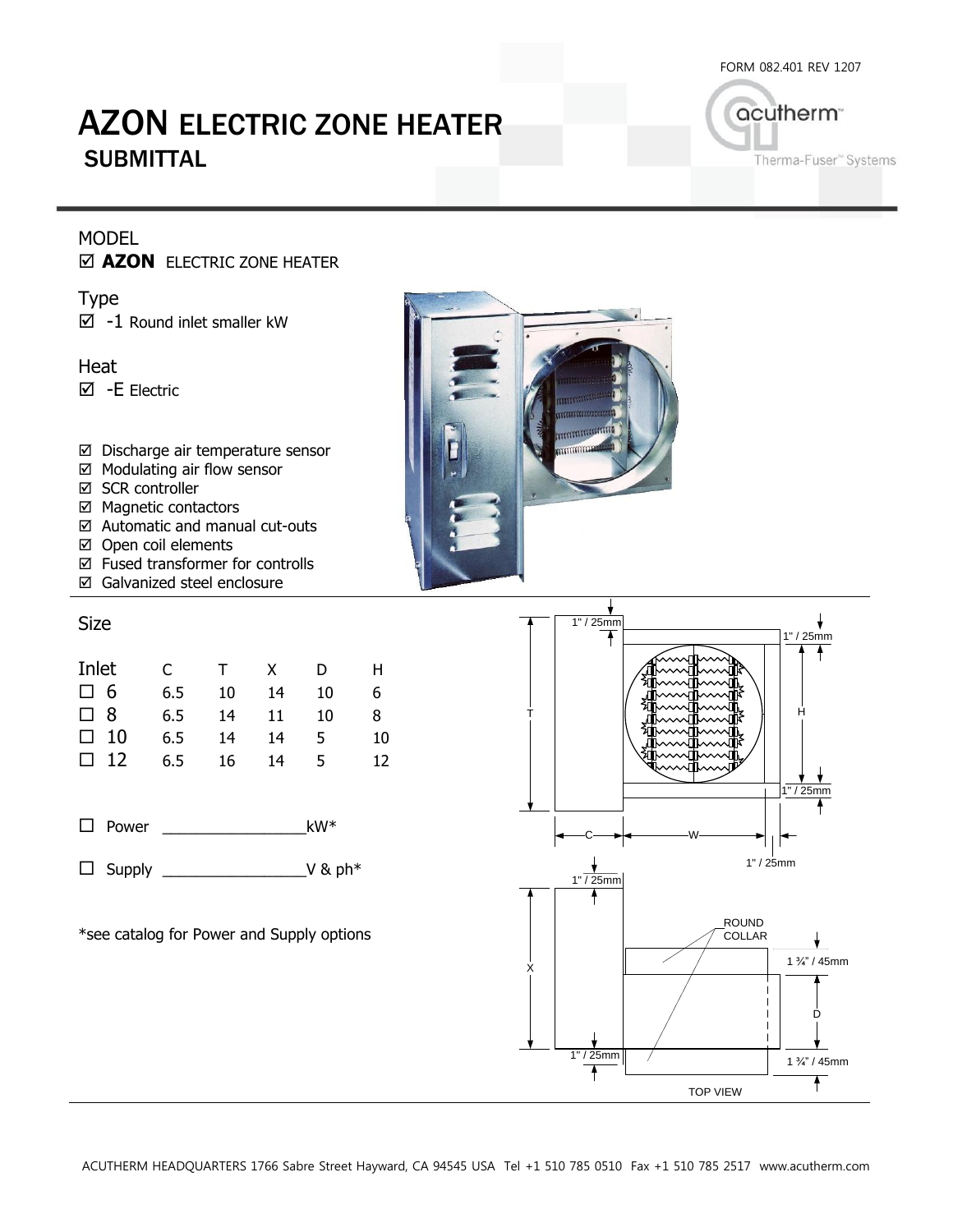FORM 082.401 REV 1207

# AZON ELECTRIC ZONE HEATER
## SUBMITTAL

acutherm
Therma-Fuser™ Systems

MODEL

☑ **AZON** ELECTRIC ZONE HEATER

Type

☑ -1 Round inlet smaller kW

Heat

☑ -E Electric

☑ Discharge air temperature sensor
☑ Modulating air flow sensor
☑ SCR controller
☑ Magnetic contactors
☑ Automatic and manual cut-outs
☑ Open coil elements
☑ Fused transformer for controlls
☑ Galvanized steel enclosure

Size

| Inlet | C | T | X | D | H |
|---|---|---|---|---|---|
| ☐ 6 | 6.5 | 10 | 14 | 10 | 6 |
| ☐ 8 | 6.5 | 14 | 11 | 10 | 8 |
| ☐ 10 | 6.5 | 14 | 14 | 5 | 10 |
| ☐ 12 | 6.5 | 16 | 14 | 5 | 12 |

☐ Power _________________kW*

☐ Supply _________________V & ph*

*see catalog for Power and Supply options

1" / 25mm
1" / 25mm
T
H
1" / 25mm
C
W
1" / 25mm
1" / 25mm
ROUND COLLAR
1 ¾" / 45mm
X
D
1" / 25mm
1 ¾" / 45mm
TOP VIEW

ACUTHERM HEADQUARTERS 1766 Sabre Street Hayward, CA 94545 USA Tel +1 510 785 0510 Fax +1 510 785 2517 www.acutherm.com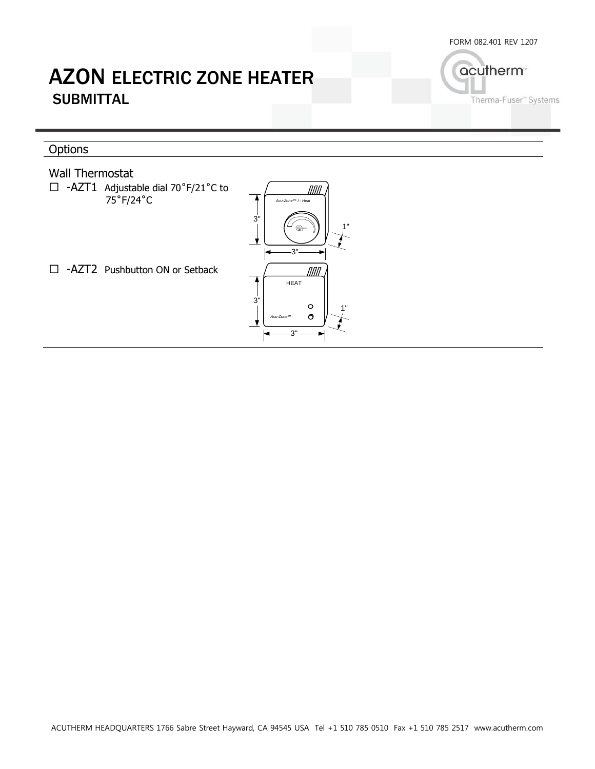FORM 082.401 REV 1207

# AZON ELECTRIC ZONE HEATER

## SUBMITTAL

### Options

**Wall Thermostat**

☐ -AZT1 Adjustable dial 70˚F/21˚C to 75˚F/24˚C

Acu-Zone™ I - Heat

3"

3"

1"

☐ -AZT2 Pushbutton ON or Setback

HEAT

Acu-Zone™

3"

3"

1"

ACUTHERM HEADQUARTERS 1766 Sabre Street Hayward, CA 94545 USA Tel +1 510 785 0510 Fax +1 510 785 2517 www.acutherm.com